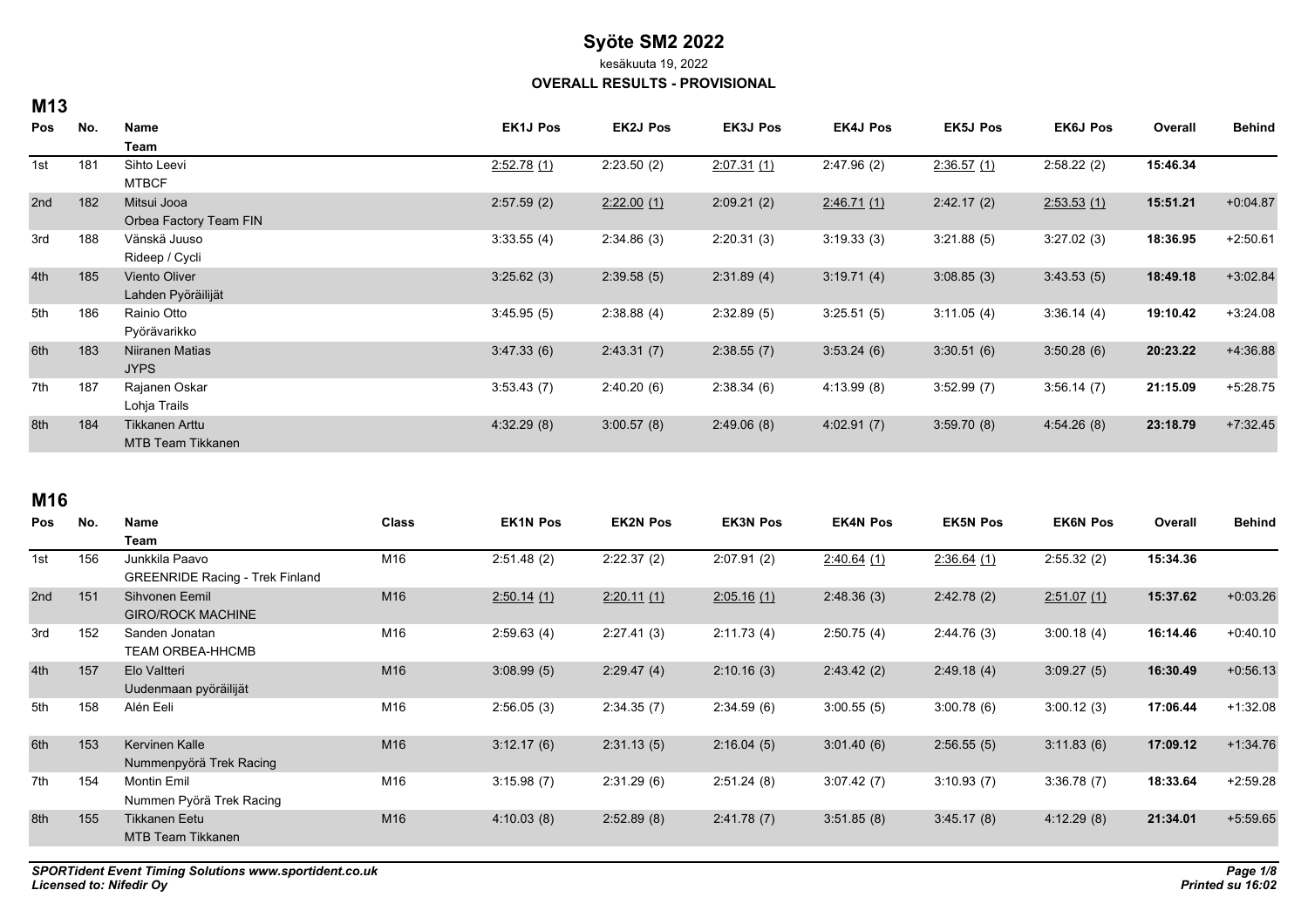# Syöte SM2 2022

kesäkuuta 19, 2022

**OVERALL RESULTS - PROVISIONAL**

## M13

| Pos | No. | Name<br>Team | EK1J Pos | EK2J Pos | EK3J Pos | EK4J Pos | EK5J Pos | EK6J Pos | Overall | Behind |
|---|---|---|---|---|---|---|---|---|---|---|
| 1st | 181 | Sihto Leevi<br>MTBCF | 2:52.78 (1) | 2:23.50 (2) | 2:07.31 (1) | 2:47.96 (2) | 2:36.57 (1) | 2:58.22 (2) | **15:46.34** | |
| 2nd | 182 | Mitsui Jooa<br>Orbea Factory Team FIN | 2:57.59 (2) | 2:22.00 (1) | 2:09.21 (2) | 2:46.71 (1) | 2:42.17 (2) | 2:53.53 (1) | **15:51.21** | +0:04.87 |
| 3rd | 188 | Vänskä Juuso<br>Rideep / Cycli | 3:33.55 (4) | 2:34.86 (3) | 2:20.31 (3) | 3:19.33 (3) | 3:21.88 (5) | 3:27.02 (3) | **18:36.95** | +2:50.61 |
| 4th | 185 | Viento Oliver<br>Lahden Pyöräilijät | 3:25.62 (3) | 2:39.58 (5) | 2:31.89 (4) | 3:19.71 (4) | 3:08.85 (3) | 3:43.53 (5) | **18:49.18** | +3:02.84 |
| 5th | 186 | Rainio Otto<br>Pyörävarikko | 3:45.95 (5) | 2:38.88 (4) | 2:32.89 (5) | 3:25.51 (5) | 3:11.05 (4) | 3:36.14 (4) | **19:10.42** | +3:24.08 |
| 6th | 183 | Niiranen Matias<br>JYPS | 3:47.33 (6) | 2:43.31 (7) | 2:38.55 (7) | 3:53.24 (6) | 3:30.51 (6) | 3:50.28 (6) | **20:23.22** | +4:36.88 |
| 7th | 187 | Rajanen Oskar<br>Lohja Trails | 3:53.43 (7) | 2:40.20 (6) | 2:38.34 (6) | 4:13.99 (8) | 3:52.99 (7) | 3:56.14 (7) | **21:15.09** | +5:28.75 |
| 8th | 184 | Tikkanen Arttu<br>MTB Team Tikkanen | 4:32.29 (8) | 3:00.57 (8) | 2:49.06 (8) | 4:02.91 (7) | 3:59.70 (8) | 4:54.26 (8) | **23:18.79** | +7:32.45 |

## M16

| Pos | No. | Name<br>Team | Class | EK1N Pos | EK2N Pos | EK3N Pos | EK4N Pos | EK5N Pos | EK6N Pos | Overall | Behind |
|---|---|---|---|---|---|---|---|---|---|---|---|
| 1st | 156 | Junkkila Paavo<br>GREENRIDE Racing - Trek Finland | M16 | 2:51.48 (2) | 2:22.37 (2) | 2:07.91 (2) | 2:40.64 (1) | 2:36.64 (1) | 2:55.32 (2) | **15:34.36** | |
| 2nd | 151 | Sihvonen Eemil<br>GIRO/ROCK MACHINE | M16 | 2:50.14 (1) | 2:20.11 (1) | 2:05.16 (1) | 2:48.36 (3) | 2:42.78 (2) | 2:51.07 (1) | **15:37.62** | +0:03.26 |
| 3rd | 152 | Sanden Jonatan<br>TEAM ORBEA-HHCMB | M16 | 2:59.63 (4) | 2:27.41 (3) | 2:11.73 (4) | 2:50.75 (4) | 2:44.76 (3) | 3:00.18 (4) | **16:14.46** | +0:40.10 |
| 4th | 157 | Elo Valtteri<br>Uudenmaan pyöräilijät | M16 | 3:08.99 (5) | 2:29.47 (4) | 2:10.16 (3) | 2:43.42 (2) | 2:49.18 (4) | 3:09.27 (5) | **16:30.49** | +0:56.13 |
| 5th | 158 | Alén Eeli | M16 | 2:56.05 (3) | 2:34.35 (7) | 2:34.59 (6) | 3:00.55 (5) | 3:00.78 (6) | 3:00.12 (3) | **17:06.44** | +1:32.08 |
| 6th | 153 | Kervinen Kalle<br>Nummenpyörä Trek Racing | M16 | 3:12.17 (6) | 2:31.13 (5) | 2:16.04 (5) | 3:01.40 (6) | 2:56.55 (5) | 3:11.83 (6) | **17:09.12** | +1:34.76 |
| 7th | 154 | Montin Emil<br>Nummen Pyörä Trek Racing | M16 | 3:15.98 (7) | 2:31.29 (6) | 2:51.24 (8) | 3:07.42 (7) | 3:10.93 (7) | 3:36.78 (7) | **18:33.64** | +2:59.28 |
| 8th | 155 | Tikkanen Eetu<br>MTB Team Tikkanen | M16 | 4:10.03 (8) | 2:52.89 (8) | 2:41.78 (7) | 3:51.85 (8) | 3:45.17 (8) | 4:12.29 (8) | **21:34.01** | +5:59.65 |

*SPORTident Event Timing Solutions www.sportident.co.uk*
*Licensed to: Nifedir Oy*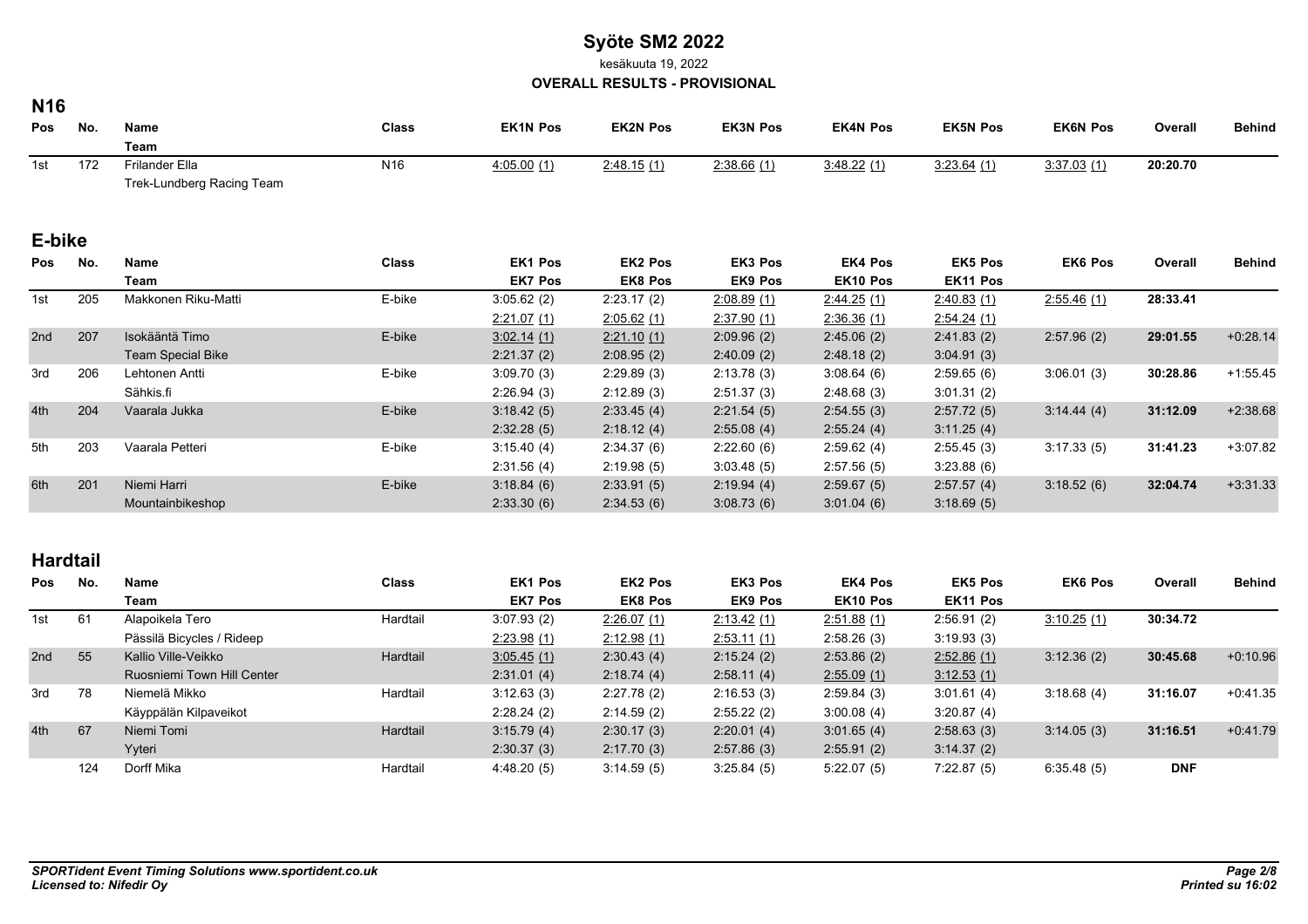# Syöte SM2 2022

kesäkuuta 19, 2022

**OVERALL RESULTS - PROVISIONAL**

## N16

| Pos | No. | Name / Team | Class | EK1N Pos | EK2N Pos | EK3N Pos | EK4N Pos | EK5N Pos | EK6N Pos | Overall | Behind |
|---|---|---|---|---|---|---|---|---|---|---|---|
| 1st | 172 | Frilander Ella / Trek-Lundberg Racing Team | N16 | 4:05.00 (1) | 2:48.15 (1) | 2:38.66 (1) | 3:48.22 (1) | 3:23.64 (1) | 3:37.03 (1) | **20:20.70** | |

## E-bike

| Pos | No. | Name | Class | EK1 Pos | EK2 Pos | EK3 Pos | EK4 Pos | EK5 Pos | EK6 Pos | Overall | Behind |
|---|---|---|---|---|---|---|---|---|---|---|---|
| | | Team | | EK7 Pos | EK8 Pos | EK9 Pos | EK10 Pos | EK11 Pos | | | |
| 1st | 205 | Makkonen Riku-Matti | E-bike | 3:05.62 (2) | 2:23.17 (2) | 2:08.89 (1) | 2:44.25 (1) | 2:40.83 (1) | 2:55.46 (1) | **28:33.41** | |
| | | | | 2:21.07 (1) | 2:05.62 (1) | 2:37.90 (1) | 2:36.36 (1) | 2:54.24 (1) | | | |
| 2nd | 207 | Isokääntä Timo | E-bike | 3:02.14 (1) | 2:21.10 (1) | 2:09.96 (2) | 2:45.06 (2) | 2:41.83 (2) | 2:57.96 (2) | **29:01.55** | +0:28.14 |
| | | Team Special Bike | | 2:21.37 (2) | 2:08.95 (2) | 2:40.09 (2) | 2:48.18 (2) | 3:04.91 (3) | | | |
| 3rd | 206 | Lehtonen Antti | E-bike | 3:09.70 (3) | 2:29.89 (3) | 2:13.78 (3) | 3:08.64 (6) | 2:59.65 (6) | 3:06.01 (3) | **30:28.86** | +1:55.45 |
| | | Sähkis.fi | | 2:26.94 (3) | 2:12.89 (3) | 2:51.37 (3) | 2:48.68 (3) | 3:01.31 (2) | | | |
| 4th | 204 | Vaarala Jukka | E-bike | 3:18.42 (5) | 2:33.45 (4) | 2:21.54 (5) | 2:54.55 (3) | 2:57.72 (5) | 3:14.44 (4) | **31:12.09** | +2:38.68 |
| | | | | 2:32.28 (5) | 2:18.12 (4) | 2:55.08 (4) | 2:55.24 (4) | 3:11.25 (4) | | | |
| 5th | 203 | Vaarala Petteri | E-bike | 3:15.40 (4) | 2:34.37 (6) | 2:22.60 (6) | 2:59.62 (4) | 2:55.45 (3) | 3:17.33 (5) | **31:41.23** | +3:07.82 |
| | | | | 2:31.56 (4) | 2:19.98 (5) | 3:03.48 (5) | 2:57.56 (5) | 3:23.88 (6) | | | |
| 6th | 201 | Niemi Harri | E-bike | 3:18.84 (6) | 2:33.91 (5) | 2:19.94 (4) | 2:59.67 (5) | 2:57.57 (4) | 3:18.52 (6) | **32:04.74** | +3:31.33 |
| | | Mountainbikeshop | | 2:33.30 (6) | 2:34.53 (6) | 3:08.73 (6) | 3:01.04 (6) | 3:18.69 (5) | | | |

## Hardtail

| Pos | No. | Name | Class | EK1 Pos | EK2 Pos | EK3 Pos | EK4 Pos | EK5 Pos | EK6 Pos | Overall | Behind |
|---|---|---|---|---|---|---|---|---|---|---|---|
| | | Team | | EK7 Pos | EK8 Pos | EK9 Pos | EK10 Pos | EK11 Pos | | | |
| 1st | 61 | Alapoikela Tero | Hardtail | 3:07.93 (2) | 2:26.07 (1) | 2:13.42 (1) | 2:51.88 (1) | 2:56.91 (2) | 3:10.25 (1) | **30:34.72** | |
| | | Pässilä Bicycles / Rideep | | 2:23.98 (1) | 2:12.98 (1) | 2:53.11 (1) | 2:58.26 (3) | 3:19.93 (3) | | | |
| 2nd | 55 | Kallio Ville-Veikko | Hardtail | 3:05.45 (1) | 2:30.43 (4) | 2:15.24 (2) | 2:53.86 (2) | 2:52.86 (1) | 3:12.36 (2) | **30:45.68** | +0:10.96 |
| | | Ruosniemi Town Hill Center | | 2:31.01 (4) | 2:18.74 (4) | 2:58.11 (4) | 2:55.09 (1) | 3:12.53 (1) | | | |
| 3rd | 78 | Niemelä Mikko | Hardtail | 3:12.63 (3) | 2:27.78 (2) | 2:16.53 (3) | 2:59.84 (3) | 3:01.61 (4) | 3:18.68 (4) | **31:16.07** | +0:41.35 |
| | | Käyppälän Kilpaveikot | | 2:28.24 (2) | 2:14.59 (2) | 2:55.22 (2) | 3:00.08 (4) | 3:20.87 (4) | | | |
| 4th | 67 | Niemi Tomi | Hardtail | 3:15.79 (4) | 2:30.17 (3) | 2:20.01 (4) | 3:01.65 (4) | 2:58.63 (3) | 3:14.05 (3) | **31:16.51** | +0:41.79 |
| | | Yyteri | | 2:30.37 (3) | 2:17.70 (3) | 2:57.86 (3) | 2:55.91 (2) | 3:14.37 (2) | | | |
| | 124 | Dorff Mika | Hardtail | 4:48.20 (5) | 3:14.59 (5) | 3:25.84 (5) | 5:22.07 (5) | 7:22.87 (5) | 6:35.48 (5) | **DNF** | |

*SPORTident Event Timing Solutions www.sportident.co.uk*
*Licensed to: Nifedir Oy*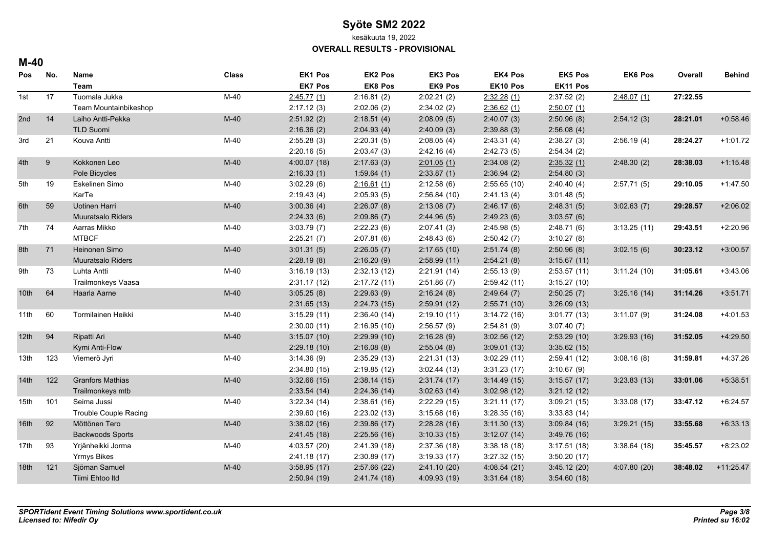# Syöte SM2 2022

kesäkuuta 19, 2022

**OVERALL RESULTS - PROVISIONAL**

## M-40

| Pos | No. | Name / Team | Class | EK1 Pos / EK7 Pos | EK2 Pos / EK8 Pos | EK3 Pos / EK9 Pos | EK4 Pos / EK10 Pos | EK5 Pos / EK11 Pos | EK6 Pos | Overall | Behind |
|---|---|---|---|---|---|---|---|---|---|---|---|
| 1st | 17 | Tuomala Jukka | M-40 | 2:45.77 (1) | 2:16.81 (2) | 2:02.21 (2) | 2:32.28 (1) | 2:37.52 (2) | 2:48.07 (1) | **27:22.55** | |
| | | Team Mountainbikeshop | | 2:17.12 (3) | 2:02.06 (2) | 2:34.02 (2) | 2:36.62 (1) | 2:50.07 (1) | | | |
| 2nd | 14 | Laiho Antti-Pekka | M-40 | 2:51.92 (2) | 2:18.51 (4) | 2:08.09 (5) | 2:40.07 (3) | 2:50.96 (8) | 2:54.12 (3) | **28:21.01** | +0:58.46 |
| | | TLD Suomi | | 2:16.36 (2) | 2:04.93 (4) | 2:40.09 (3) | 2:39.88 (3) | 2:56.08 (4) | | | |
| 3rd | 21 | Kouva Antti | M-40 | 2:55.28 (3) | 2:20.31 (5) | 2:08.05 (4) | 2:43.31 (4) | 2:38.27 (3) | 2:56.19 (4) | **28:24.27** | +1:01.72 |
| | | | | 2:20.16 (5) | 2:03.47 (3) | 2:42.16 (4) | 2:42.73 (5) | 2:54.34 (2) | | | |
| 4th | 9 | Kokkonen Leo | M-40 | 4:00.07 (18) | 2:17.63 (3) | 2:01.05 (1) | 2:34.08 (2) | 2:35.32 (1) | 2:48.30 (2) | **28:38.03** | +1:15.48 |
| | | Pole Bicycles | | 2:16.33 (1) | 1:59.64 (1) | 2:33.87 (1) | 2:36.94 (2) | 2:54.80 (3) | | | |
| 5th | 19 | Eskelinen Simo | M-40 | 3:02.29 (6) | 2:16.61 (1) | 2:12.58 (6) | 2:55.65 (10) | 2:40.40 (4) | 2:57.71 (5) | **29:10.05** | +1:47.50 |
| | | KarTe | | 2:19.43 (4) | 2:05.93 (5) | 2:56.84 (10) | 2:41.13 (4) | 3:01.48 (5) | | | |
| 6th | 59 | Uotinen Harri | M-40 | 3:00.36 (4) | 2:26.07 (8) | 2:13.08 (7) | 2:46.17 (6) | 2:48.31 (5) | 3:02.63 (7) | **29:28.57** | +2:06.02 |
| | | Muuratsalo Riders | | 2:24.33 (6) | 2:09.86 (7) | 2:44.96 (5) | 2:49.23 (6) | 3:03.57 (6) | | | |
| 7th | 74 | Aarras Mikko | M-40 | 3:03.79 (7) | 2:22.23 (6) | 2:07.41 (3) | 2:45.98 (5) | 2:48.71 (6) | 3:13.25 (11) | **29:43.51** | +2:20.96 |
| | | MTBCF | | 2:25.21 (7) | 2:07.81 (6) | 2:48.43 (6) | 2:50.42 (7) | 3:10.27 (8) | | | |
| 8th | 71 | Heinonen Simo | M-40 | 3:01.31 (5) | 2:26.05 (7) | 2:17.65 (10) | 2:51.74 (8) | 2:50.96 (8) | 3:02.15 (6) | **30:23.12** | +3:00.57 |
| | | Muuratsalo Riders | | 2:28.19 (8) | 2:16.20 (9) | 2:58.99 (11) | 2:54.21 (8) | 3:15.67 (11) | | | |
| 9th | 73 | Luhta Antti | M-40 | 3:16.19 (13) | 2:32.13 (12) | 2:21.91 (14) | 2:55.13 (9) | 2:53.57 (11) | 3:11.24 (10) | **31:05.61** | +3:43.06 |
| | | Trailmonkeys Vaasa | | 2:31.17 (12) | 2:17.72 (11) | 2:51.86 (7) | 2:59.42 (11) | 3:15.27 (10) | | | |
| 10th | 64 | Haarla Aarne | M-40 | 3:05.25 (8) | 2:29.63 (9) | 2:16.24 (8) | 2:49.64 (7) | 2:50.25 (7) | 3:25.16 (14) | **31:14.26** | +3:51.71 |
| | | | | 2:31.65 (13) | 2:24.73 (15) | 2:59.91 (12) | 2:55.71 (10) | 3:26.09 (13) | | | |
| 11th | 60 | Tormilainen Heikki | M-40 | 3:15.29 (11) | 2:36.40 (14) | 2:19.10 (11) | 3:14.72 (16) | 3:01.77 (13) | 3:11.07 (9) | **31:24.08** | +4:01.53 |
| | | | | 2:30.00 (11) | 2:16.95 (10) | 2:56.57 (9) | 2:54.81 (9) | 3:07.40 (7) | | | |
| 12th | 94 | Ripatti Ari | M-40 | 3:15.07 (10) | 2:29.99 (10) | 2:16.28 (9) | 3:02.56 (12) | 2:53.29 (10) | 3:29.93 (16) | **31:52.05** | +4:29.50 |
| | | Kymi Anti-Flow | | 2:29.18 (10) | 2:16.08 (8) | 2:55.04 (8) | 3:09.01 (13) | 3:35.62 (15) | | | |
| 13th | 123 | Viemerö Jyri | M-40 | 3:14.36 (9) | 2:35.29 (13) | 2:21.31 (13) | 3:02.29 (11) | 2:59.41 (12) | 3:08.16 (8) | **31:59.81** | +4:37.26 |
| | | | | 2:34.80 (15) | 2:19.85 (12) | 3:02.44 (13) | 3:31.23 (17) | 3:10.67 (9) | | | |
| 14th | 122 | Granfors Mathias | M-40 | 3:32.66 (15) | 2:38.14 (15) | 2:31.74 (17) | 3:14.49 (15) | 3:15.57 (17) | 3:23.83 (13) | **33:01.06** | +5:38.51 |
| | | Trailmonkeys mtb | | 2:33.54 (14) | 2:24.36 (14) | 3:02.63 (14) | 3:02.98 (12) | 3:21.12 (12) | | | |
| 15th | 101 | Seima Jussi | M-40 | 3:22.34 (14) | 2:38.61 (16) | 2:22.29 (15) | 3:21.11 (17) | 3:09.21 (15) | 3:33.08 (17) | **33:47.12** | +6:24.57 |
| | | Trouble Couple Racing | | 2:39.60 (16) | 2:23.02 (13) | 3:15.68 (16) | 3:28.35 (16) | 3:33.83 (14) | | | |
| 16th | 92 | Möttönen Tero | M-40 | 3:38.02 (16) | 2:39.86 (17) | 2:28.28 (16) | 3:11.30 (13) | 3:09.84 (16) | 3:29.21 (15) | **33:55.68** | +6:33.13 |
| | | Backwoods Sports | | 2:41.45 (18) | 2:25.56 (16) | 3:10.33 (15) | 3:12.07 (14) | 3:49.76 (16) | | | |
| 17th | 93 | Yrjänheikki Jorma | M-40 | 4:03.57 (20) | 2:41.39 (18) | 2:37.36 (18) | 3:38.18 (18) | 3:17.51 (18) | 3:38.64 (18) | **35:45.57** | +8:23.02 |
| | | Yrmys Bikes | | 2:41.18 (17) | 2:30.89 (17) | 3:19.33 (17) | 3:27.32 (15) | 3:50.20 (17) | | | |
| 18th | 121 | Sjöman Samuel | M-40 | 3:58.95 (17) | 2:57.66 (22) | 2:41.10 (20) | 4:08.54 (21) | 3:45.12 (20) | 4:07.80 (20) | **38:48.02** | +11:25.47 |
| | | Tiimi Ehtoo ltd | | 2:50.94 (19) | 2:41.74 (18) | 4:09.93 (19) | 3:31.64 (18) | 3:54.60 (18) | | | |

*SPORTident Event Timing Solutions www.sportident.co.uk*
*Licensed to: Nifedir Oy*

*Printed su 16:02*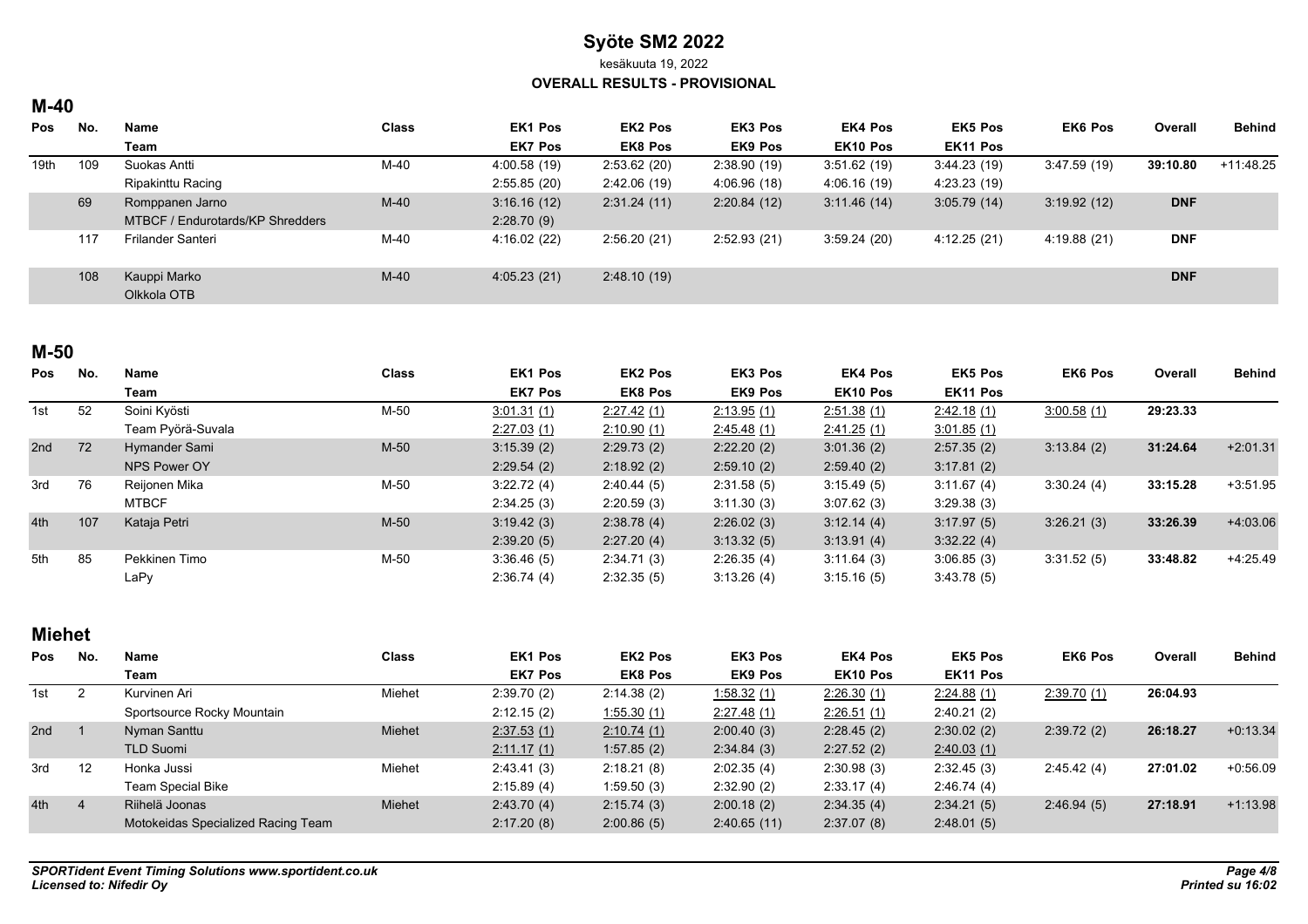# Syöte SM2 2022

kesäkuuta 19, 2022

**OVERALL RESULTS - PROVISIONAL**

## M-40

| Pos | No. | Name / Team | Class | EK1 Pos / EK7 Pos | EK2 Pos / EK8 Pos | EK3 Pos / EK9 Pos | EK4 Pos / EK10 Pos | EK5 Pos / EK11 Pos | EK6 Pos | Overall | Behind |
|---|---|---|---|---|---|---|---|---|---|---|---|
| 19th | 109 | Suokas Antti | M-40 | 4:00.58 (19) | 2:53.62 (20) | 2:38.90 (19) | 3:51.62 (19) | 3:44.23 (19) | 3:47.59 (19) | **39:10.80** | +11:48.25 |
| | | Ripakinttu Racing | | 2:55.85 (20) | 2:42.06 (19) | 4:06.96 (18) | 4:06.16 (19) | 4:23.23 (19) | | | |
| | 69 | Romppanen Jarno | M-40 | 3:16.16 (12) | 2:31.24 (11) | 2:20.84 (12) | 3:11.46 (14) | 3:05.79 (14) | 3:19.92 (12) | **DNF** | |
| | | MTBCF / Endurotards/KP Shredders | | 2:28.70 (9) | | | | | | | |
| | 117 | Frilander Santeri | M-40 | 4:16.02 (22) | 2:56.20 (21) | 2:52.93 (21) | 3:59.24 (20) | 4:12.25 (21) | 4:19.88 (21) | **DNF** | |
| | 108 | Kauppi Marko | M-40 | 4:05.23 (21) | 2:48.10 (19) | | | | | **DNF** | |
| | | Olkkola OTB | | | | | | | | | |

## M-50

| Pos | No. | Name / Team | Class | EK1 Pos / EK7 Pos | EK2 Pos / EK8 Pos | EK3 Pos / EK9 Pos | EK4 Pos / EK10 Pos | EK5 Pos / EK11 Pos | EK6 Pos | Overall | Behind |
|---|---|---|---|---|---|---|---|---|---|---|---|
| 1st | 52 | Soini Kyösti | M-50 | 3:01.31 (1) | 2:27.42 (1) | 2:13.95 (1) | 2:51.38 (1) | 2:42.18 (1) | 3:00.58 (1) | **29:23.33** | |
| | | Team Pyörä-Suvala | | 2:27.03 (1) | 2:10.90 (1) | 2:45.48 (1) | 2:41.25 (1) | 3:01.85 (1) | | | |
| 2nd | 72 | Hymander Sami | M-50 | 3:15.39 (2) | 2:29.73 (2) | 2:22.20 (2) | 3:01.36 (2) | 2:57.35 (2) | 3:13.84 (2) | **31:24.64** | +2:01.31 |
| | | NPS Power OY | | 2:29.54 (2) | 2:18.92 (2) | 2:59.10 (2) | 2:59.40 (2) | 3:17.81 (2) | | | |
| 3rd | 76 | Reijonen Mika | M-50 | 3:22.72 (4) | 2:40.44 (5) | 2:31.58 (5) | 3:15.49 (5) | 3:11.67 (4) | 3:30.24 (4) | **33:15.28** | +3:51.95 |
| | | MTBCF | | 2:34.25 (3) | 2:20.59 (3) | 3:11.30 (3) | 3:07.62 (3) | 3:29.38 (3) | | | |
| 4th | 107 | Kataja Petri | M-50 | 3:19.42 (3) | 2:38.78 (4) | 2:26.02 (3) | 3:12.14 (4) | 3:17.97 (5) | 3:26.21 (3) | **33:26.39** | +4:03.06 |
| | | | | 2:39.20 (5) | 2:27.20 (4) | 3:13.32 (5) | 3:13.91 (4) | 3:32.22 (4) | | | |
| 5th | 85 | Pekkinen Timo | M-50 | 3:36.46 (5) | 2:34.71 (3) | 2:26.35 (4) | 3:11.64 (3) | 3:06.85 (3) | 3:31.52 (5) | **33:48.82** | +4:25.49 |
| | | LaPy | | 2:36.74 (4) | 2:32.35 (5) | 3:13.26 (4) | 3:15.16 (5) | 3:43.78 (5) | | | |

## Miehet

| Pos | No. | Name / Team | Class | EK1 Pos / EK7 Pos | EK2 Pos / EK8 Pos | EK3 Pos / EK9 Pos | EK4 Pos / EK10 Pos | EK5 Pos / EK11 Pos | EK6 Pos | Overall | Behind |
|---|---|---|---|---|---|---|---|---|---|---|---|
| 1st | 2 | Kurvinen Ari | Miehet | 2:39.70 (2) | 2:14.38 (2) | 1:58.32 (1) | 2:26.30 (1) | 2:24.88 (1) | 2:39.70 (1) | **26:04.93** | |
| | | Sportsource Rocky Mountain | | 2:12.15 (2) | 1:55.30 (1) | 2:27.48 (1) | 2:26.51 (1) | 2:40.21 (2) | | | |
| 2nd | 1 | Nyman Santtu | Miehet | 2:37.53 (1) | 2:10.74 (1) | 2:00.40 (3) | 2:28.45 (2) | 2:30.02 (2) | 2:39.72 (2) | **26:18.27** | +0:13.34 |
| | | TLD Suomi | | 2:11.17 (1) | 1:57.85 (2) | 2:34.84 (3) | 2:27.52 (2) | 2:40.03 (1) | | | |
| 3rd | 12 | Honka Jussi | Miehet | 2:43.41 (3) | 2:18.21 (8) | 2:02.35 (4) | 2:30.98 (3) | 2:32.45 (3) | 2:45.42 (4) | **27:01.02** | +0:56.09 |
| | | Team Special Bike | | 2:15.89 (4) | 1:59.50 (3) | 2:32.90 (2) | 2:33.17 (4) | 2:46.74 (4) | | | |
| 4th | 4 | Riihelä Joonas | Miehet | 2:43.70 (4) | 2:15.74 (3) | 2:00.18 (2) | 2:34.35 (4) | 2:34.21 (5) | 2:46.94 (5) | **27:18.91** | +1:13.98 |
| | | Motokeidas Specialized Racing Team | | 2:17.20 (8) | 2:00.86 (5) | 2:40.65 (11) | 2:37.07 (8) | 2:48.01 (5) | | | |

*SPORTident Event Timing Solutions www.sportident.co.uk*
*Licensed to: Nifedir Oy*

*Printed su 16:02*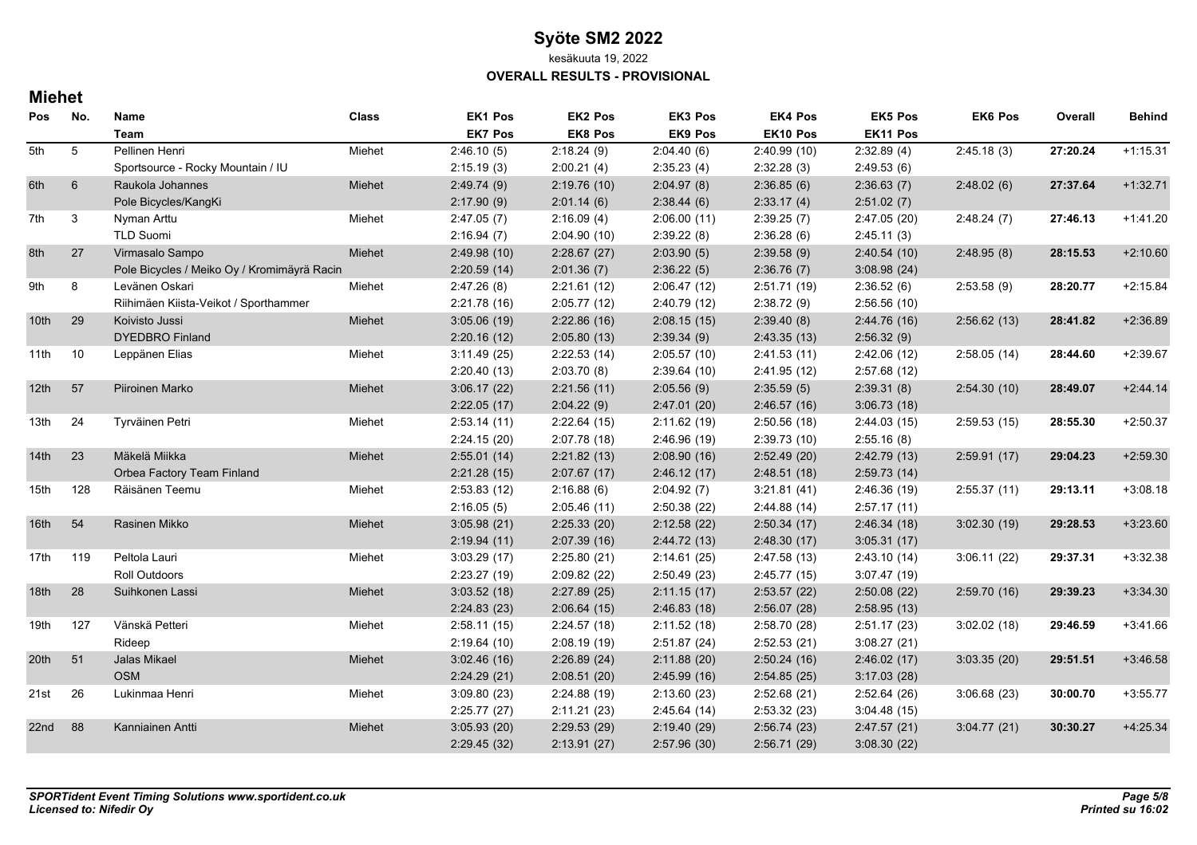# Syöte SM2 2022

kesäkuuta 19, 2022

**OVERALL RESULTS - PROVISIONAL**

## Miehet

| Pos | No. | Name / Team | Class | EK1 Pos / EK7 Pos | EK2 Pos / EK8 Pos | EK3 Pos / EK9 Pos | EK4 Pos / EK10 Pos | EK5 Pos / EK11 Pos | EK6 Pos | Overall | Behind |
|---|---|---|---|---|---|---|---|---|---|---|---|
| 5th | 5 | Pellinen Henri | Miehet | 2:46.10 (5) | 2:18.24 (9) | 2:04.40 (6) | 2:40.99 (10) | 2:32.89 (4) | 2:45.18 (3) | **27:20.24** | +1:15.31 |
| | | Sportsource - Rocky Mountain / IU | | 2:15.19 (3) | 2:00.21 (4) | 2:35.23 (4) | 2:32.28 (3) | 2:49.53 (6) | | | |
| 6th | 6 | Raukola Johannes | Miehet | 2:49.74 (9) | 2:19.76 (10) | 2:04.97 (8) | 2:36.85 (6) | 2:36.63 (7) | 2:48.02 (6) | **27:37.64** | +1:32.71 |
| | | Pole Bicycles/KangKi | | 2:17.90 (9) | 2:01.14 (6) | 2:38.44 (6) | 2:33.17 (4) | 2:51.02 (7) | | | |
| 7th | 3 | Nyman Arttu | Miehet | 2:47.05 (7) | 2:16.09 (4) | 2:06.00 (11) | 2:39.25 (7) | 2:47.05 (20) | 2:48.24 (7) | **27:46.13** | +1:41.20 |
| | | TLD Suomi | | 2:16.94 (7) | 2:04.90 (10) | 2:39.22 (8) | 2:36.28 (6) | 2:45.11 (3) | | | |
| 8th | 27 | Virmasalo Sampo | Miehet | 2:49.98 (10) | 2:28.67 (27) | 2:03.90 (5) | 2:39.58 (9) | 2:40.54 (10) | 2:48.95 (8) | **28:15.53** | +2:10.60 |
| | | Pole Bicycles / Meiko Oy / Kromimäyrä Racin | | 2:20.59 (14) | 2:01.36 (7) | 2:36.22 (5) | 2:36.76 (7) | 3:08.98 (24) | | | |
| 9th | 8 | Levänen Oskari | Miehet | 2:47.26 (8) | 2:21.61 (12) | 2:06.47 (12) | 2:51.71 (19) | 2:36.52 (6) | 2:53.58 (9) | **28:20.77** | +2:15.84 |
| | | Riihimäen Kiista-Veikot / Sporthammer | | 2:21.78 (16) | 2:05.77 (12) | 2:40.79 (12) | 2:38.72 (9) | 2:56.56 (10) | | | |
| 10th | 29 | Koivisto Jussi | Miehet | 3:05.06 (19) | 2:22.86 (16) | 2:08.15 (15) | 2:39.40 (8) | 2:44.76 (16) | 2:56.62 (13) | **28:41.82** | +2:36.89 |
| | | DYEDBRO Finland | | 2:20.16 (12) | 2:05.80 (13) | 2:39.34 (9) | 2:43.35 (13) | 2:56.32 (9) | | | |
| 11th | 10 | Leppänen Elias | Miehet | 3:11.49 (25) | 2:22.53 (14) | 2:05.57 (10) | 2:41.53 (11) | 2:42.06 (12) | 2:58.05 (14) | **28:44.60** | +2:39.67 |
| | | | | 2:20.40 (13) | 2:03.70 (8) | 2:39.64 (10) | 2:41.95 (12) | 2:57.68 (12) | | | |
| 12th | 57 | Piiroinen Marko | Miehet | 3:06.17 (22) | 2:21.56 (11) | 2:05.56 (9) | 2:35.59 (5) | 2:39.31 (8) | 2:54.30 (10) | **28:49.07** | +2:44.14 |
| | | | | 2:22.05 (17) | 2:04.22 (9) | 2:47.01 (20) | 2:46.57 (16) | 3:06.73 (18) | | | |
| 13th | 24 | Tyrväinen Petri | Miehet | 2:53.14 (11) | 2:22.64 (15) | 2:11.62 (19) | 2:50.56 (18) | 2:44.03 (15) | 2:59.53 (15) | **28:55.30** | +2:50.37 |
| | | | | 2:24.15 (20) | 2:07.78 (18) | 2:46.96 (19) | 2:39.73 (10) | 2:55.16 (8) | | | |
| 14th | 23 | Mäkelä Miikka | Miehet | 2:55.01 (14) | 2:21.82 (13) | 2:08.90 (16) | 2:52.49 (20) | 2:42.79 (13) | 2:59.91 (17) | **29:04.23** | +2:59.30 |
| | | Orbea Factory Team Finland | | 2:21.28 (15) | 2:07.67 (17) | 2:46.12 (17) | 2:48.51 (18) | 2:59.73 (14) | | | |
| 15th | 128 | Räisänen Teemu | Miehet | 2:53.83 (12) | 2:16.88 (6) | 2:04.92 (7) | 3:21.81 (41) | 2:46.36 (19) | 2:55.37 (11) | **29:13.11** | +3:08.18 |
| | | | | 2:16.05 (5) | 2:05.46 (11) | 2:50.38 (22) | 2:44.88 (14) | 2:57.17 (11) | | | |
| 16th | 54 | Rasinen Mikko | Miehet | 3:05.98 (21) | 2:25.33 (20) | 2:12.58 (22) | 2:50.34 (17) | 2:46.34 (18) | 3:02.30 (19) | **29:28.53** | +3:23.60 |
| | | | | 2:19.94 (11) | 2:07.39 (16) | 2:44.72 (13) | 2:48.30 (17) | 3:05.31 (17) | | | |
| 17th | 119 | Peltola Lauri | Miehet | 3:03.29 (17) | 2:25.80 (21) | 2:14.61 (25) | 2:47.58 (13) | 2:43.10 (14) | 3:06.11 (22) | **29:37.31** | +3:32.38 |
| | | Roll Outdoors | | 2:23.27 (19) | 2:09.82 (22) | 2:50.49 (23) | 2:45.77 (15) | 3:07.47 (19) | | | |
| 18th | 28 | Suihkonen Lassi | Miehet | 3:03.52 (18) | 2:27.89 (25) | 2:11.15 (17) | 2:53.57 (22) | 2:50.08 (22) | 2:59.70 (16) | **29:39.23** | +3:34.30 |
| | | | | 2:24.83 (23) | 2:06.64 (15) | 2:46.83 (18) | 2:56.07 (28) | 2:58.95 (13) | | | |
| 19th | 127 | Vänskä Petteri | Miehet | 2:58.11 (15) | 2:24.57 (18) | 2:11.52 (18) | 2:58.70 (28) | 2:51.17 (23) | 3:02.02 (18) | **29:46.59** | +3:41.66 |
| | | Rideep | | 2:19.64 (10) | 2:08.19 (19) | 2:51.87 (24) | 2:52.53 (21) | 3:08.27 (21) | | | |
| 20th | 51 | Jalas Mikael | Miehet | 3:02.46 (16) | 2:26.89 (24) | 2:11.88 (20) | 2:50.24 (16) | 2:46.02 (17) | 3:03.35 (20) | **29:51.51** | +3:46.58 |
| | | OSM | | 2:24.29 (21) | 2:08.51 (20) | 2:45.99 (16) | 2:54.85 (25) | 3:17.03 (28) | | | |
| 21st | 26 | Lukinmaa Henri | Miehet | 3:09.80 (23) | 2:24.88 (19) | 2:13.60 (23) | 2:52.68 (21) | 2:52.64 (26) | 3:06.68 (23) | **30:00.70** | +3:55.77 |
| | | | | 2:25.77 (27) | 2:11.21 (23) | 2:45.64 (14) | 2:53.32 (23) | 3:04.48 (15) | | | |
| 22nd | 88 | Kanniainen Antti | Miehet | 3:05.93 (20) | 2:29.53 (29) | 2:19.40 (29) | 2:56.74 (23) | 2:47.57 (21) | 3:04.77 (21) | **30:30.27** | +4:25.34 |
| | | | | 2:29.45 (32) | 2:13.91 (27) | 2:57.96 (30) | 2:56.71 (29) | 3:08.30 (22) | | | |

*SPORTident Event Timing Solutions www.sportident.co.uk*
*Licensed to: Nifedir Oy*

*Printed su 16:02*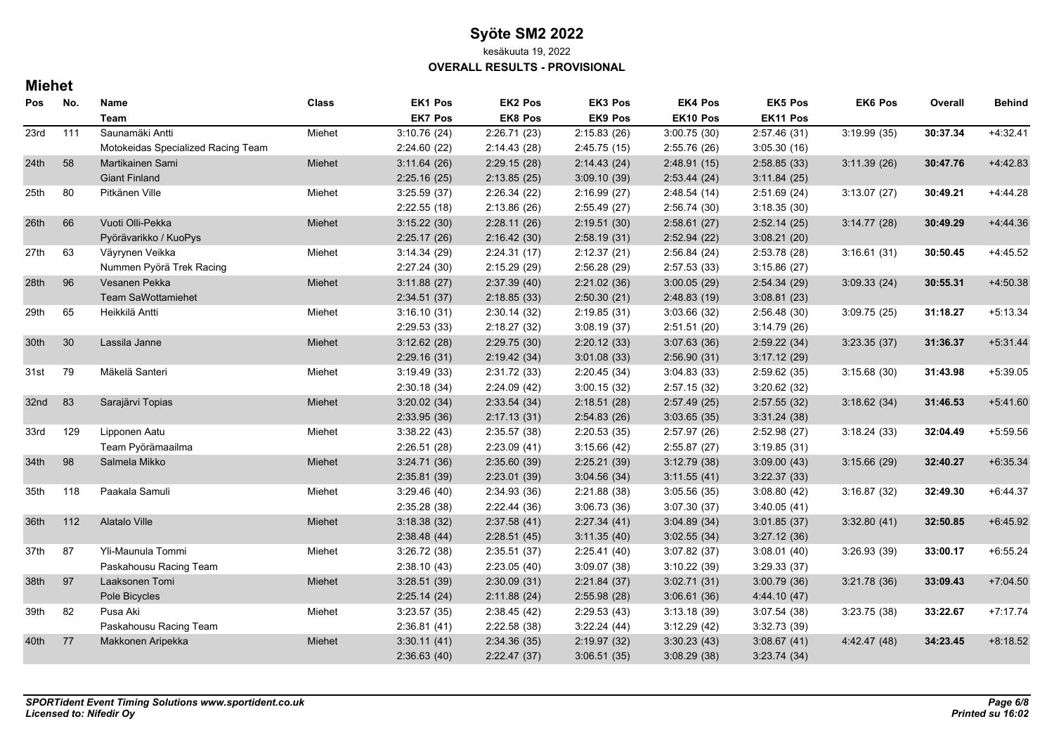# Syöte SM2 2022

kesäkuuta 19, 2022

**OVERALL RESULTS - PROVISIONAL**

## Miehet

| Pos | No. | Name / Team | Class | EK1 Pos / EK7 Pos | EK2 Pos / EK8 Pos | EK3 Pos / EK9 Pos | EK4 Pos / EK10 Pos | EK5 Pos / EK11 Pos | EK6 Pos | Overall | Behind |
|---|---|---|---|---|---|---|---|---|---|---|---|
| 23rd | 111 | Saunamäki Antti | Miehet | 3:10.76 (24) | 2:26.71 (23) | 2:15.83 (26) | 3:00.75 (30) | 2:57.46 (31) | 3:19.99 (35) | **30:37.34** | +4:32.41 |
| | | Motokeidas Specialized Racing Team | | 2:24.60 (22) | 2:14.43 (28) | 2:45.75 (15) | 2:55.76 (26) | 3:05.30 (16) | | | |
| 24th | 58 | Martikainen Sami | Miehet | 3:11.64 (26) | 2:29.15 (28) | 2:14.43 (24) | 2:48.91 (15) | 2:58.85 (33) | 3:11.39 (26) | **30:47.76** | +4:42.83 |
| | | Giant Finland | | 2:25.16 (25) | 2:13.85 (25) | 3:09.10 (39) | 2:53.44 (24) | 3:11.84 (25) | | | |
| 25th | 80 | Pitkänen Ville | Miehet | 3:25.59 (37) | 2:26.34 (22) | 2:16.99 (27) | 2:48.54 (14) | 2:51.69 (24) | 3:13.07 (27) | **30:49.21** | +4:44.28 |
| | | | | 2:22.55 (18) | 2:13.86 (26) | 2:55.49 (27) | 2:56.74 (30) | 3:18.35 (30) | | | |
| 26th | 66 | Vuoti Olli-Pekka | Miehet | 3:15.22 (30) | 2:28.11 (26) | 2:19.51 (30) | 2:58.61 (27) | 2:52.14 (25) | 3:14.77 (28) | **30:49.29** | +4:44.36 |
| | | Pyörävarikko / KuoPys | | 2:25.17 (26) | 2:16.42 (30) | 2:58.19 (31) | 2:52.94 (22) | 3:08.21 (20) | | | |
| 27th | 63 | Väyrynen Veikka | Miehet | 3:14.34 (29) | 2:24.31 (17) | 2:12.37 (21) | 2:56.84 (24) | 2:53.78 (28) | 3:16.61 (31) | **30:50.45** | +4:45.52 |
| | | Nummen Pyörä Trek Racing | | 2:27.24 (30) | 2:15.29 (29) | 2:56.28 (29) | 2:57.53 (33) | 3:15.86 (27) | | | |
| 28th | 96 | Vesanen Pekka | Miehet | 3:11.88 (27) | 2:37.39 (40) | 2:21.02 (36) | 3:00.05 (29) | 2:54.34 (29) | 3:09.33 (24) | **30:55.31** | +4:50.38 |
| | | Team SaWottamiehet | | 2:34.51 (37) | 2:18.85 (33) | 2:50.30 (21) | 2:48.83 (19) | 3:08.81 (23) | | | |
| 29th | 65 | Heikkilä Antti | Miehet | 3:16.10 (31) | 2:30.14 (32) | 2:19.85 (31) | 3:03.66 (32) | 2:56.48 (30) | 3:09.75 (25) | **31:18.27** | +5:13.34 |
| | | | | 2:29.53 (33) | 2:18.27 (32) | 3:08.19 (37) | 2:51.51 (20) | 3:14.79 (26) | | | |
| 30th | 30 | Lassila Janne | Miehet | 3:12.62 (28) | 2:29.75 (30) | 2:20.12 (33) | 3:07.63 (36) | 2:59.22 (34) | 3:23.35 (37) | **31:36.37** | +5:31.44 |
| | | | | 2:29.16 (31) | 2:19.42 (34) | 3:01.08 (33) | 2:56.90 (31) | 3:17.12 (29) | | | |
| 31st | 79 | Mäkelä Santeri | Miehet | 3:19.49 (33) | 2:31.72 (33) | 2:20.45 (34) | 3:04.83 (33) | 2:59.62 (35) | 3:15.68 (30) | **31:43.98** | +5:39.05 |
| | | | | 2:30.18 (34) | 2:24.09 (42) | 3:00.15 (32) | 2:57.15 (32) | 3:20.62 (32) | | | |
| 32nd | 83 | Sarajärvi Topias | Miehet | 3:20.02 (34) | 2:33.54 (34) | 2:18.51 (28) | 2:57.49 (25) | 2:57.55 (32) | 3:18.62 (34) | **31:46.53** | +5:41.60 |
| | | | | 2:33.95 (36) | 2:17.13 (31) | 2:54.83 (26) | 3:03.65 (35) | 3:31.24 (38) | | | |
| 33rd | 129 | Lipponen Aatu | Miehet | 3:38.22 (43) | 2:35.57 (38) | 2:20.53 (35) | 2:57.97 (26) | 2:52.98 (27) | 3:18.24 (33) | **32:04.49** | +5:59.56 |
| | | Team Pyörämaailma | | 2:26.51 (28) | 2:23.09 (41) | 3:15.66 (42) | 2:55.87 (27) | 3:19.85 (31) | | | |
| 34th | 98 | Salmela Mikko | Miehet | 3:24.71 (36) | 2:35.60 (39) | 2:25.21 (39) | 3:12.79 (38) | 3:09.00 (43) | 3:15.66 (29) | **32:40.27** | +6:35.34 |
| | | | | 2:35.81 (39) | 2:23.01 (39) | 3:04.56 (34) | 3:11.55 (41) | 3:22.37 (33) | | | |
| 35th | 118 | Paakala Samuli | Miehet | 3:29.46 (40) | 2:34.93 (36) | 2:21.88 (38) | 3:05.56 (35) | 3:08.80 (42) | 3:16.87 (32) | **32:49.30** | +6:44.37 |
| | | | | 2:35.28 (38) | 2:22.44 (36) | 3:06.73 (36) | 3:07.30 (37) | 3:40.05 (41) | | | |
| 36th | 112 | Alatalo Ville | Miehet | 3:18.38 (32) | 2:37.58 (41) | 2:27.34 (41) | 3:04.89 (34) | 3:01.85 (37) | 3:32.80 (41) | **32:50.85** | +6:45.92 |
| | | | | 2:38.48 (44) | 2:28.51 (45) | 3:11.35 (40) | 3:02.55 (34) | 3:27.12 (36) | | | |
| 37th | 87 | Yli-Maunula Tommi | Miehet | 3:26.72 (38) | 2:35.51 (37) | 2:25.41 (40) | 3:07.82 (37) | 3:08.01 (40) | 3:26.93 (39) | **33:00.17** | +6:55.24 |
| | | Paskahousu Racing Team | | 2:38.10 (43) | 2:23.05 (40) | 3:09.07 (38) | 3:10.22 (39) | 3:29.33 (37) | | | |
| 38th | 97 | Laaksonen Tomi | Miehet | 3:28.51 (39) | 2:30.09 (31) | 2:21.84 (37) | 3:02.71 (31) | 3:00.79 (36) | 3:21.78 (36) | **33:09.43** | +7:04.50 |
| | | Pole Bicycles | | 2:25.14 (24) | 2:11.88 (24) | 2:55.98 (28) | 3:06.61 (36) | 4:44.10 (47) | | | |
| 39th | 82 | Pusa Aki | Miehet | 3:23.57 (35) | 2:38.45 (42) | 2:29.53 (43) | 3:13.18 (39) | 3:07.54 (38) | 3:23.75 (38) | **33:22.67** | +7:17.74 |
| | | Paskahousu Racing Team | | 2:36.81 (41) | 2:22.58 (38) | 3:22.24 (44) | 3:12.29 (42) | 3:32.73 (39) | | | |
| 40th | 77 | Makkonen Aripekka | Miehet | 3:30.11 (41) | 2:34.36 (35) | 2:19.97 (32) | 3:30.23 (43) | 3:08.67 (41) | 4:42.47 (48) | **34:23.45** | +8:18.52 |
| | | | | 2:36.63 (40) | 2:22.47 (37) | 3:06.51 (35) | 3:08.29 (38) | 3:23.74 (34) | | | |

*SPORTident Event Timing Solutions www.sportident.co.uk*
*Licensed to: Nifedir Oy*

*Printed su 16:02*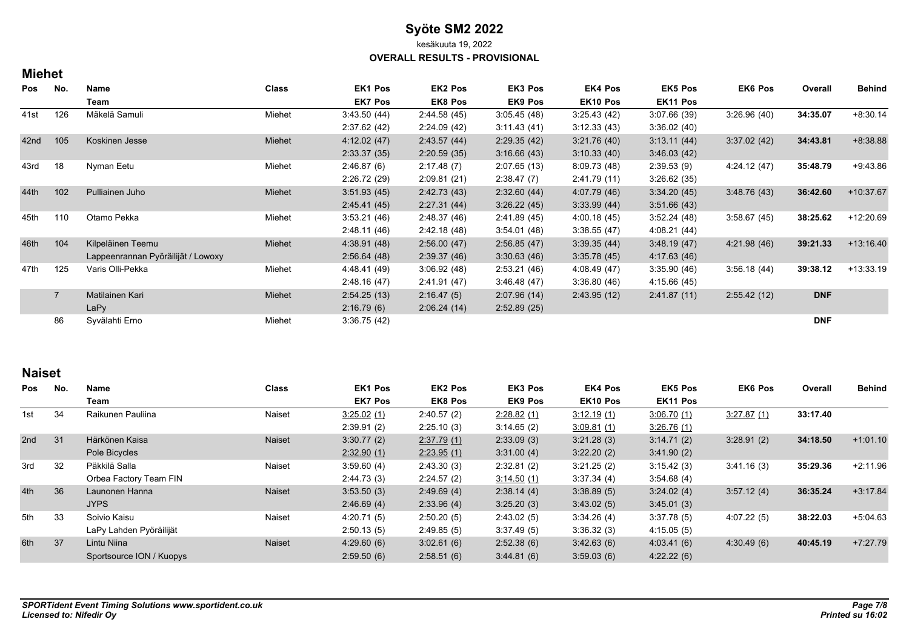# Syöte SM2 2022

kesäkuuta 19, 2022

**OVERALL RESULTS - PROVISIONAL**

## Miehet

| Pos | No. | Name / Team | Class | EK1 Pos / EK7 Pos | EK2 Pos / EK8 Pos | EK3 Pos / EK9 Pos | EK4 Pos / EK10 Pos | EK5 Pos / EK11 Pos | EK6 Pos | Overall | Behind |
|---|---|---|---|---|---|---|---|---|---|---|---|
| 41st | 126 | Mäkelä Samuli | Miehet | 3:43.50 (44) | 2:44.58 (45) | 3:05.45 (48) | 3:25.43 (42) | 3:07.66 (39) | 3:26.96 (40) | **34:35.07** | +8:30.14 |
| | | | | 2:37.62 (42) | 2:24.09 (42) | 3:11.43 (41) | 3:12.33 (43) | 3:36.02 (40) | | | |
| 42nd | 105 | Koskinen Jesse | Miehet | 4:12.02 (47) | 2:43.57 (44) | 2:29.35 (42) | 3:21.76 (40) | 3:13.11 (44) | 3:37.02 (42) | **34:43.81** | +8:38.88 |
| | | | | 2:33.37 (35) | 2:20.59 (35) | 3:16.66 (43) | 3:10.33 (40) | 3:46.03 (42) | | | |
| 43rd | 18 | Nyman Eetu | Miehet | 2:46.87 (6) | 2:17.48 (7) | 2:07.65 (13) | 8:09.73 (48) | 2:39.53 (9) | 4:24.12 (47) | **35:48.79** | +9:43.86 |
| | | | | 2:26.72 (29) | 2:09.81 (21) | 2:38.47 (7) | 2:41.79 (11) | 3:26.62 (35) | | | |
| 44th | 102 | Pulliainen Juho | Miehet | 3:51.93 (45) | 2:42.73 (43) | 2:32.60 (44) | 4:07.79 (46) | 3:34.20 (45) | 3:48.76 (43) | **36:42.60** | +10:37.67 |
| | | | | 2:45.41 (45) | 2:27.31 (44) | 3:26.22 (45) | 3:33.99 (44) | 3:51.66 (43) | | | |
| 45th | 110 | Otamo Pekka | Miehet | 3:53.21 (46) | 2:48.37 (46) | 2:41.89 (45) | 4:00.18 (45) | 3:52.24 (48) | 3:58.67 (45) | **38:25.62** | +12:20.69 |
| | | | | 2:48.11 (46) | 2:42.18 (48) | 3:54.01 (48) | 3:38.55 (47) | 4:08.21 (44) | | | |
| 46th | 104 | Kilpeläinen Teemu | Miehet | 4:38.91 (48) | 2:56.00 (47) | 2:56.85 (47) | 3:39.35 (44) | 3:48.19 (47) | 4:21.98 (46) | **39:21.33** | +13:16.40 |
| | | Lappeenrannan Pyöräilijät / Lowoxy | | 2:56.64 (48) | 2:39.37 (46) | 3:30.63 (46) | 3:35.78 (45) | 4:17.63 (46) | | | |
| 47th | 125 | Varis Olli-Pekka | Miehet | 4:48.41 (49) | 3:06.92 (48) | 2:53.21 (46) | 4:08.49 (47) | 3:35.90 (46) | 3:56.18 (44) | **39:38.12** | +13:33.19 |
| | | | | 2:48.16 (47) | 2:41.91 (47) | 3:46.48 (47) | 3:36.80 (46) | 4:15.66 (45) | | | |
| | 7 | Matilainen Kari | Miehet | 2:54.25 (13) | 2:16.47 (5) | 2:07.96 (14) | 2:43.95 (12) | 2:41.87 (11) | 2:55.42 (12) | **DNF** | |
| | | LaPy | | 2:16.79 (6) | 2:06.24 (14) | 2:52.89 (25) | | | | | |
| | 86 | Syvälahti Erno | Miehet | 3:36.75 (42) | | | | | | **DNF** | |

## Naiset

| Pos | No. | Name / Team | Class | EK1 Pos / EK7 Pos | EK2 Pos / EK8 Pos | EK3 Pos / EK9 Pos | EK4 Pos / EK10 Pos | EK5 Pos / EK11 Pos | EK6 Pos | Overall | Behind |
|---|---|---|---|---|---|---|---|---|---|---|---|
| 1st | 34 | Raikunen Pauliina | Naiset | 3:25.02 (1) | 2:40.57 (2) | 2:28.82 (1) | 3:12.19 (1) | 3:06.70 (1) | 3:27.87 (1) | **33:17.40** | |
| | | | | 2:39.91 (2) | 2:25.10 (3) | 3:14.65 (2) | 3:09.81 (1) | 3:26.76 (1) | | | |
| 2nd | 31 | Härkönen Kaisa | Naiset | 3:30.77 (2) | 2:37.79 (1) | 2:33.09 (3) | 3:21.28 (3) | 3:14.71 (2) | 3:28.91 (2) | **34:18.50** | +1:01.10 |
| | | Pole Bicycles | | 2:32.90 (1) | 2:23.95 (1) | 3:31.00 (4) | 3:22.20 (2) | 3:41.90 (2) | | | |
| 3rd | 32 | Päkkilä Salla | Naiset | 3:59.60 (4) | 2:43.30 (3) | 2:32.81 (2) | 3:21.25 (2) | 3:15.42 (3) | 3:41.16 (3) | **35:29.36** | +2:11.96 |
| | | Orbea Factory Team FIN | | 2:44.73 (3) | 2:24.57 (2) | 3:14.50 (1) | 3:37.34 (4) | 3:54.68 (4) | | | |
| 4th | 36 | Launonen Hanna | Naiset | 3:53.50 (3) | 2:49.69 (4) | 2:38.14 (4) | 3:38.89 (5) | 3:24.02 (4) | 3:57.12 (4) | **36:35.24** | +3:17.84 |
| | | JYPS | | 2:46.69 (4) | 2:33.96 (4) | 3:25.20 (3) | 3:43.02 (5) | 3:45.01 (3) | | | |
| 5th | 33 | Soivio Kaisu | Naiset | 4:20.71 (5) | 2:50.20 (5) | 2:43.02 (5) | 3:34.26 (4) | 3:37.78 (5) | 4:07.22 (5) | **38:22.03** | +5:04.63 |
| | | LaPy Lahden Pyöräilijät | | 2:50.13 (5) | 2:49.85 (5) | 3:37.49 (5) | 3:36.32 (3) | 4:15.05 (5) | | | |
| 6th | 37 | Lintu Niina | Naiset | 4:29.60 (6) | 3:02.61 (6) | 2:52.38 (6) | 3:42.63 (6) | 4:03.41 (6) | 4:30.49 (6) | **40:45.19** | +7:27.79 |
| | | Sportsource ION / Kuopys | | 2:59.50 (6) | 2:58.51 (6) | 3:44.81 (6) | 3:59.03 (6) | 4:22.22 (6) | | | |

*SPORTident Event Timing Solutions www.sportident.co.uk*
*Licensed to: Nifedir Oy*

*Printed su 16:02*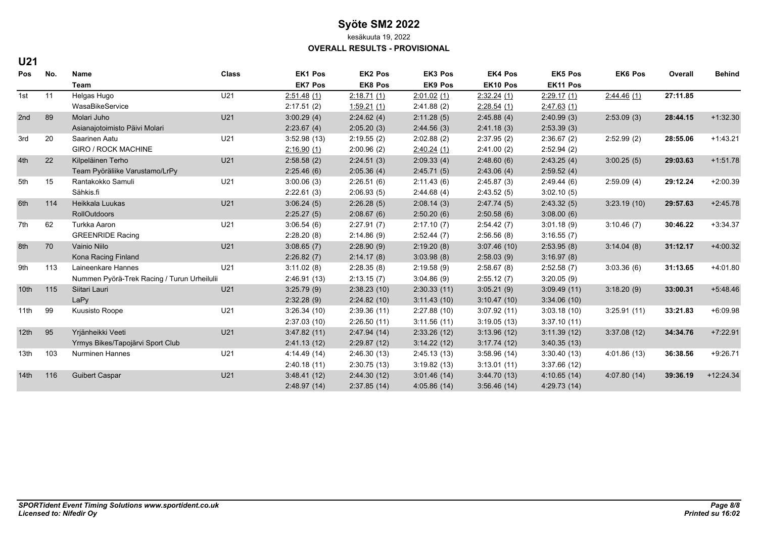# Syöte SM2 2022

kesäkuuta 19, 2022

**OVERALL RESULTS - PROVISIONAL**

## U21

| Pos | No. | Name / Team | Class | EK1 Pos / EK7 Pos | EK2 Pos / EK8 Pos | EK3 Pos / EK9 Pos | EK4 Pos / EK10 Pos | EK5 Pos / EK11 Pos | EK6 Pos | Overall | Behind |
|---|---|---|---|---|---|---|---|---|---|---|---|
| 1st | 11 | Helgas Hugo | U21 | 2:51.48 (1) | 2:18.71 (1) | 2:01.02 (1) | 2:32.24 (1) | 2:29.17 (1) | 2:44.46 (1) | **27:11.85** | |
| | | WasaBikeService | | 2:17.51 (2) | 1:59.21 (1) | 2:41.88 (2) | 2:28.54 (1) | 2:47.63 (1) | | | |
| 2nd | 89 | Molari Juho | U21 | 3:00.29 (4) | 2:24.62 (4) | 2:11.28 (5) | 2:45.88 (4) | 2:40.99 (3) | 2:53.09 (3) | **28:44.15** | +1:32.30 |
| | | Asianajotoimisto Päivi Molari | | 2:23.67 (4) | 2:05.20 (3) | 2:44.56 (3) | 2:41.18 (3) | 2:53.39 (3) | | | |
| 3rd | 20 | Saarinen Aatu | U21 | 3:52.98 (13) | 2:19.55 (2) | 2:02.88 (2) | 2:37.95 (2) | 2:36.67 (2) | 2:52.99 (2) | **28:55.06** | +1:43.21 |
| | | GIRO / ROCK MACHINE | | 2:16.90 (1) | 2:00.96 (2) | 2:40.24 (1) | 2:41.00 (2) | 2:52.94 (2) | | | |
| 4th | 22 | Kilpeläinen Terho | U21 | 2:58.58 (2) | 2:24.51 (3) | 2:09.33 (4) | 2:48.60 (6) | 2:43.25 (4) | 3:00.25 (5) | **29:03.63** | +1:51.78 |
| | | Team Pyöräliike Varustamo/LrPy | | 2:25.46 (6) | 2:05.36 (4) | 2:45.71 (5) | 2:43.06 (4) | 2:59.52 (4) | | | |
| 5th | 15 | Rantakokko Samuli | U21 | 3:00.06 (3) | 2:26.51 (6) | 2:11.43 (6) | 2:45.87 (3) | 2:49.44 (6) | 2:59.09 (4) | **29:12.24** | +2:00.39 |
| | | Sähkis.fi | | 2:22.61 (3) | 2:06.93 (5) | 2:44.68 (4) | 2:43.52 (5) | 3:02.10 (5) | | | |
| 6th | 114 | Heikkala Luukas | U21 | 3:06.24 (5) | 2:26.28 (5) | 2:08.14 (3) | 2:47.74 (5) | 2:43.32 (5) | 3:23.19 (10) | **29:57.63** | +2:45.78 |
| | | RollOutdoors | | 2:25.27 (5) | 2:08.67 (6) | 2:50.20 (6) | 2:50.58 (6) | 3:08.00 (6) | | | |
| 7th | 62 | Turkka Aaron | U21 | 3:06.54 (6) | 2:27.91 (7) | 2:17.10 (7) | 2:54.42 (7) | 3:01.18 (9) | 3:10.46 (7) | **30:46.22** | +3:34.37 |
| | | GREENRIDE Racing | | 2:28.20 (8) | 2:14.86 (9) | 2:52.44 (7) | 2:56.56 (8) | 3:16.55 (7) | | | |
| 8th | 70 | Vainio Niilo | U21 | 3:08.65 (7) | 2:28.90 (9) | 2:19.20 (8) | 3:07.46 (10) | 2:53.95 (8) | 3:14.04 (8) | **31:12.17** | +4:00.32 |
| | | Kona Racing Finland | | 2:26.82 (7) | 2:14.17 (8) | 3:03.98 (8) | 2:58.03 (9) | 3:16.97 (8) | | | |
| 9th | 113 | Laineenkare Hannes | U21 | 3:11.02 (8) | 2:28.35 (8) | 2:19.58 (9) | 2:58.67 (8) | 2:52.58 (7) | 3:03.36 (6) | **31:13.65** | +4:01.80 |
| | | Nummen Pyörä-Trek Racing / Turun Urheilulii | | 2:46.91 (13) | 2:13.15 (7) | 3:04.86 (9) | 2:55.12 (7) | 3:20.05 (9) | | | |
| 10th | 115 | Siitari Lauri | U21 | 3:25.79 (9) | 2:38.23 (10) | 2:30.33 (11) | 3:05.21 (9) | 3:09.49 (11) | 3:18.20 (9) | **33:00.31** | +5:48.46 |
| | | LaPy | | 2:32.28 (9) | 2:24.82 (10) | 3:11.43 (10) | 3:10.47 (10) | 3:34.06 (10) | | | |
| 11th | 99 | Kuusisto Roope | U21 | 3:26.34 (10) | 2:39.36 (11) | 2:27.88 (10) | 3:07.92 (11) | 3:03.18 (10) | 3:25.91 (11) | **33:21.83** | +6:09.98 |
| | | | | 2:37.03 (10) | 2:26.50 (11) | 3:11.56 (11) | 3:19.05 (13) | 3:37.10 (11) | | | |
| 12th | 95 | Yrjänheikki Veeti | U21 | 3:47.82 (11) | 2:47.94 (14) | 2:33.26 (12) | 3:13.96 (12) | 3:11.39 (12) | 3:37.08 (12) | **34:34.76** | +7:22.91 |
| | | Yrmys Bikes/Tapojärvi Sport Club | | 2:41.13 (12) | 2:29.87 (12) | 3:14.22 (12) | 3:17.74 (12) | 3:40.35 (13) | | | |
| 13th | 103 | Nurminen Hannes | U21 | 4:14.49 (14) | 2:46.30 (13) | 2:45.13 (13) | 3:58.96 (14) | 3:30.40 (13) | 4:01.86 (13) | **36:38.56** | +9:26.71 |
| | | | | 2:40.18 (11) | 2:30.75 (13) | 3:19.82 (13) | 3:13.01 (11) | 3:37.66 (12) | | | |
| 14th | 116 | Guibert Caspar | U21 | 3:48.41 (12) | 2:44.30 (12) | 3:01.46 (14) | 3:44.70 (13) | 4:10.65 (14) | 4:07.80 (14) | **39:36.19** | +12:24.34 |
| | | | | 2:48.97 (14) | 2:37.85 (14) | 4:05.86 (14) | 3:56.46 (14) | 4:29.73 (14) | | | |

*SPORTident Event Timing Solutions www.sportident.co.uk*
*Licensed to: Nifedir Oy*

*Printed su 16:02*